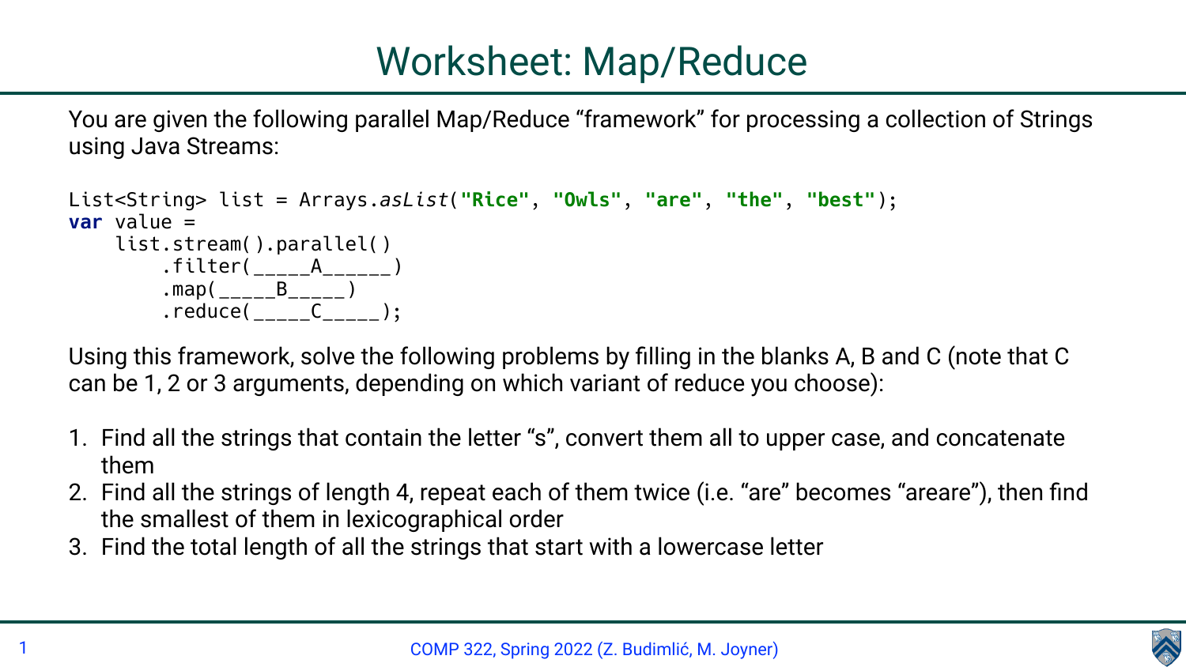# Worksheet: Map/Reduce

You are given the following parallel Map/Reduce "framework" for processing a collection of Strings using Java Streams:

```
List<String> list = Arrays.asList("Rice", "Owls", "are", "the", "best");
var value =
    list.stream().parallel()
        .filter(_____A______)
        .map(_____B_____)
        .reduce(_____C_____);
```

Using this framework, solve the following problems by filling in the blanks A, B and C (note that C can be 1, 2 or 3 arguments, depending on which variant of reduce you choose):

1. Find all the strings that contain the letter "s", convert them all to upper case, and concatenate them
2. Find all the strings of length 4, repeat each of them twice (i.e. "are" becomes "areare"), then find the smallest of them in lexicographical order
3. Find the total length of all the strings that start with a lowercase letter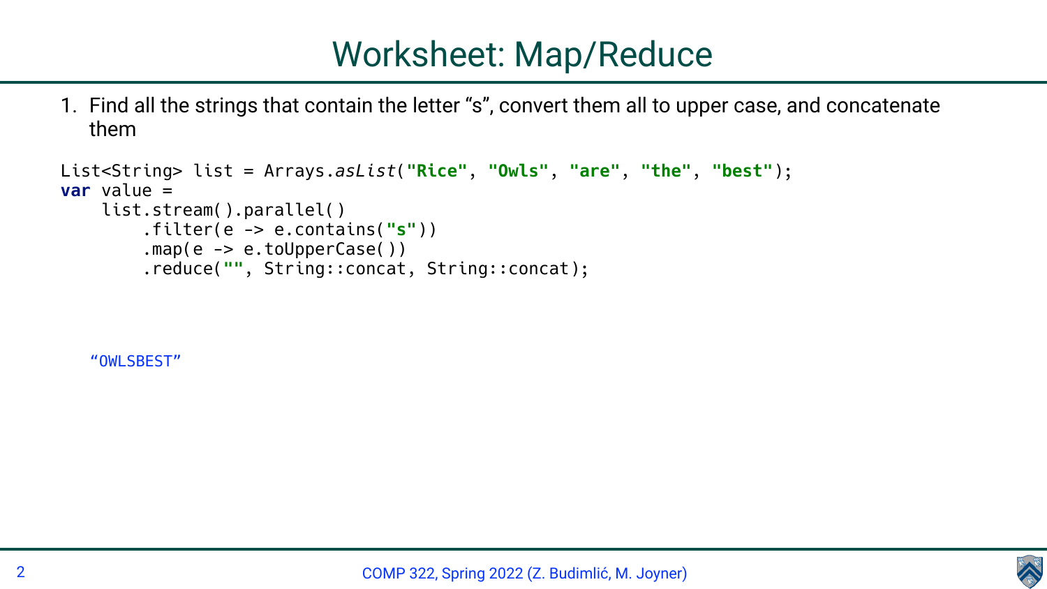# Worksheet: Map/Reduce

1. Find all the strings that contain the letter “s”, convert them all to upper case, and concatenate them

```
List<String> list = Arrays.asList("Rice", "Owls", "are", "the", "best");
var value =
    list.stream().parallel()
        .filter(e -> e.contains("s"))
        .map(e -> e.toUpperCase())
        .reduce("", String::concat, String::concat);
```

“OWLSBEST”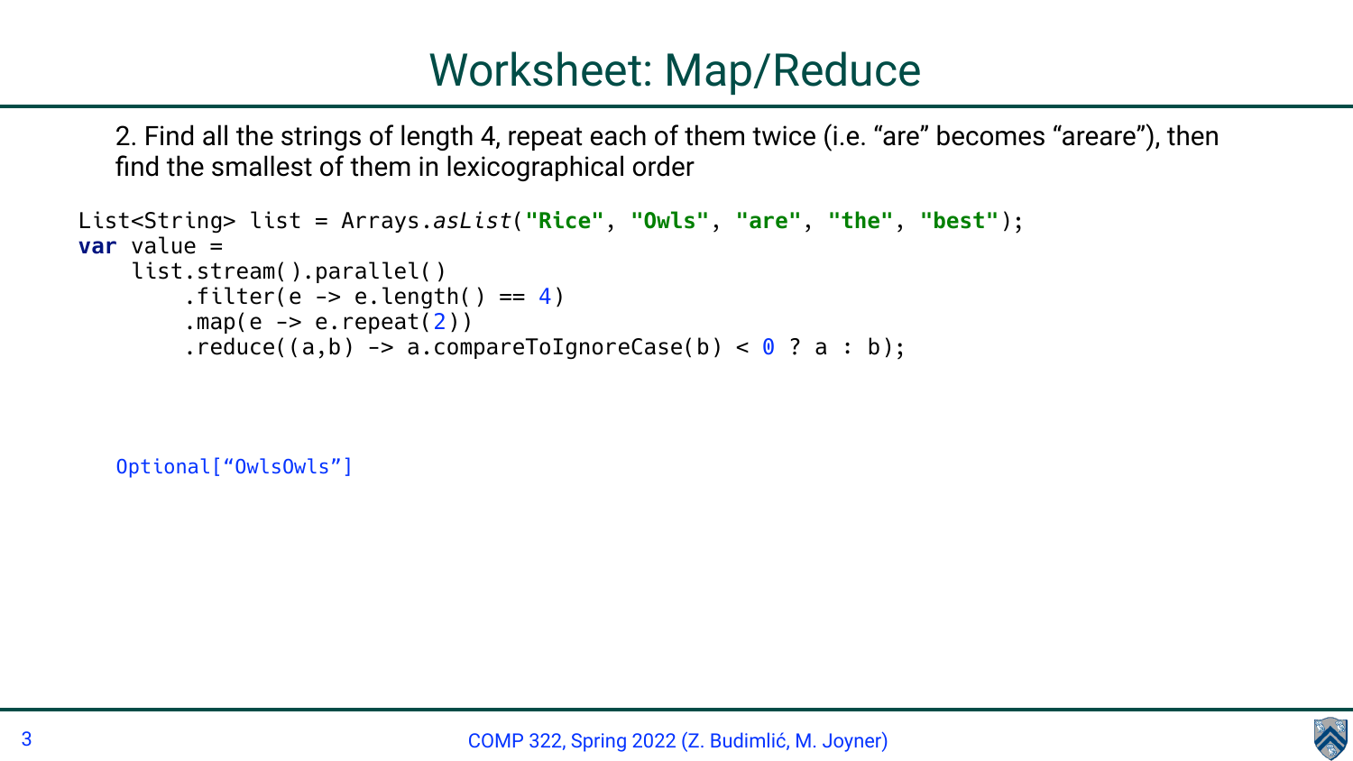# Worksheet: Map/Reduce

2. Find all the strings of length 4, repeat each of them twice (i.e. "are" becomes "areare"), then find the smallest of them in lexicographical order

```
List<String> list = Arrays.asList("Rice", "Owls", "are", "the", "best");
var value =
    list.stream().parallel()
        .filter(e -> e.length() == 4)
        .map(e -> e.repeat(2))
        .reduce((a,b) -> a.compareToIgnoreCase(b) < 0 ? a : b);
```

```
Optional["OwlsOwls"]
```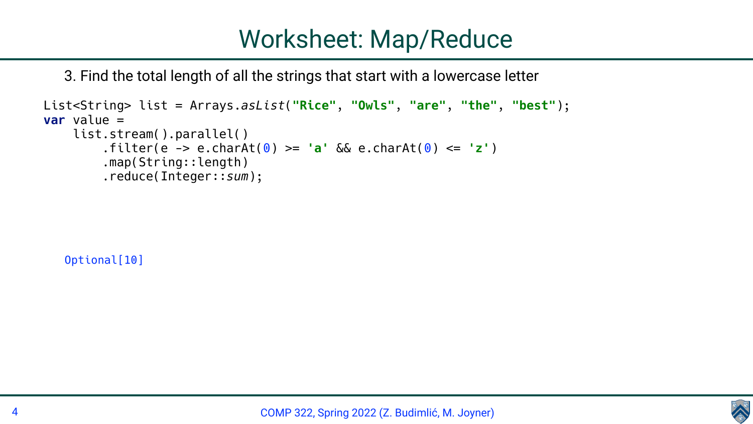# Worksheet: Map/Reduce

3. Find the total length of all the strings that start with a lowercase letter

```
List<String> list = Arrays.asList("Rice", "Owls", "are", "the", "best");
var value =
    list.stream().parallel()
        .filter(e -> e.charAt(0) >= 'a' && e.charAt(0) <= 'z')
        .map(String::length)
        .reduce(Integer::sum);
```

```
Optional[10]
```